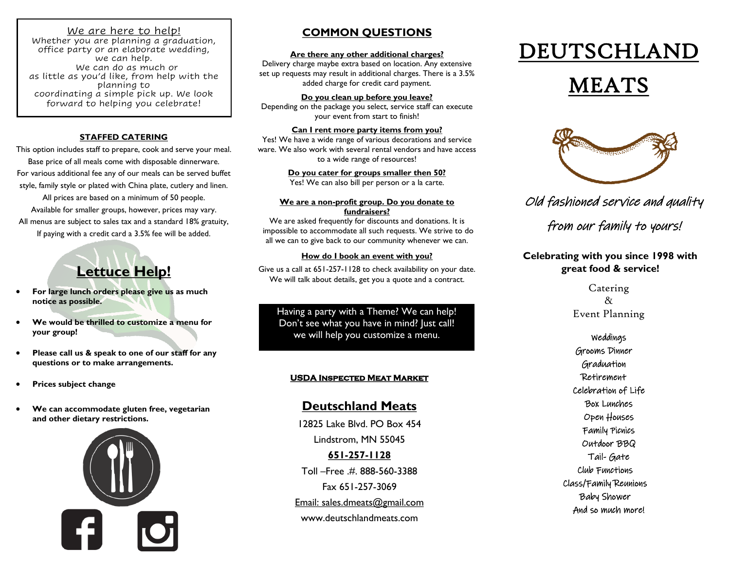We are here to help!

Whether you are planning a graduation, office party or an elaborate wedding, we can help. We can do as much or as little as you'd like, from help with the planning to coordinating a simple pick up. We look forward to helping you celebrate!

**STAFFED CATERING**

This option includes staff to prepare, cook and serve your meal. Base price of all meals come with disposable dinnerware. For various additional fee any of our meals can be served buffet style, family style or plated with China plate, cutlery and linen. All prices are based on a minimum of 50 people. Available for smaller groups, however, prices may vary. All menus are subject to sales tax and a standard 18% gratuity, If paying with a credit card a 3.5% fee will be added.

## Lettuce Help!

- **For large lunch orders please give us as much notice as possible.**
- **We would be thrilled to customize a menu for your group!**
- **Please call us & speak to one of our staff for any questions or to make arrangements.**
- **Prices subject change**
- **We can accommodate gluten free, vegetarian and other dietary restrictions.**

## COMMON QUESTIONS

**Are there any other additional charges?**
Delivery charge maybe extra based on location. Any extensive set up requests may result in additional charges. There is a 3.5% added charge for credit card payment.

**Do you clean up before you leave?**
Depending on the package you select, service staff can execute your event from start to finish!

**Can I rent more party items from you?**
Yes! We have a wide range of various decorations and service ware. We also work with several rental vendors and have access to a wide range of resources!

**Do you cater for groups smaller then 50?**
Yes! We can also bill per person or a la carte.

**We are a non-profit group. Do you donate to fundraisers?**
We are asked frequently for discounts and donations. It is impossible to accommodate all such requests. We strive to do all we can to give back to our community whenever we can.

**How do I book an event with you?**
Give us a call at 651-257-1128 to check availability on your date. We will talk about details, get you a quote and a contract.

Having a party with a Theme? We can help! Don't see what you have in mind? Just call! we will help you customize a menu.

**USDA Inspected Meat Market**

## Deutschland Meats

12825 Lake Blvd. PO Box 454
Lindstrom, MN 55045
**651-257-1128**
Toll –Free .#. 888-560-3388
Fax 651-257-3069
Email: sales.dmeats@gmail.com
www.deutschlandmeats.com

# DEUTSCHLAND MEATS

*Old fashioned service and quality from our family to yours!*

**Celebrating with you since 1998 with great food & service!**

Catering
&
Event Planning

Weddings
Grooms Dinner
Graduation
Retirement
Celebration of Life
Box Lunches
Open Houses
Family Picnics
Outdoor BBQ
Tail- Gate
Club Functions
Class/Family Reunions
Baby Shower
And so much more!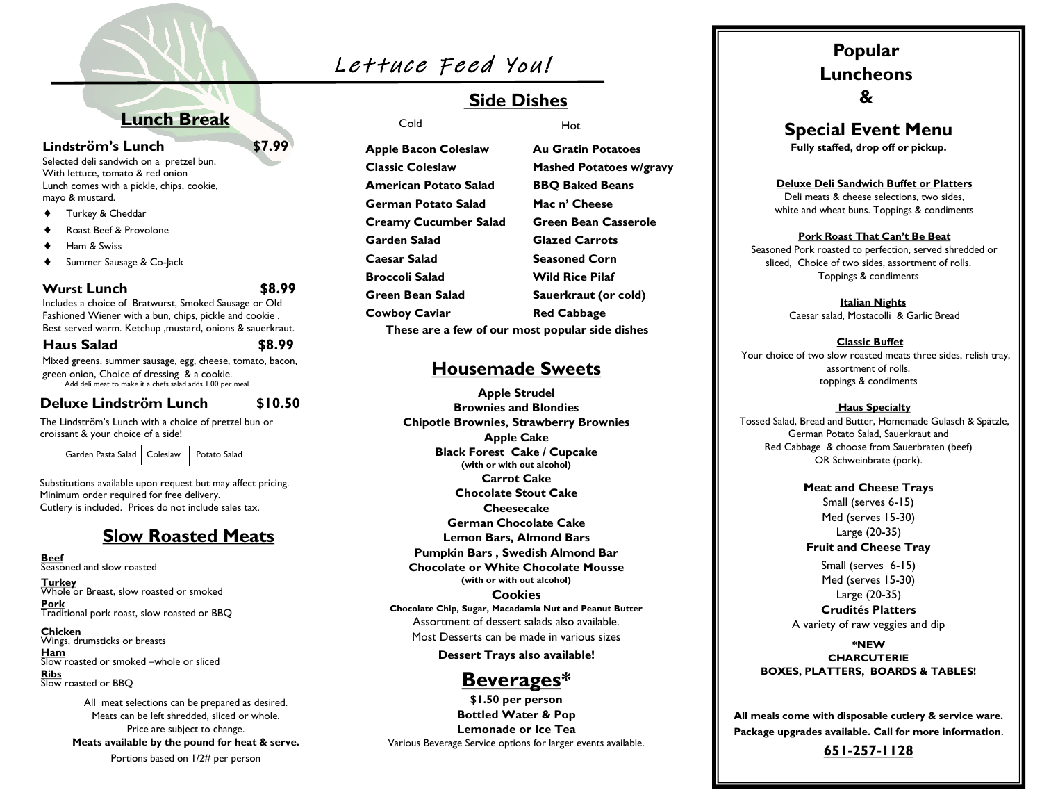# Lettuce Feed You!

## Lunch Break

### Lindström's Lunch — $7.99

Selected deli sandwich on a pretzel bun.
With lettuce, tomato & red onion
Lunch comes with a pickle, chips, cookie, mayo & mustard.

- Turkey & Cheddar
- Roast Beef & Provolone
- Ham & Swiss
- Summer Sausage & Co-Jack

### Wurst Lunch — $8.99

Includes a choice of Bratwurst, Smoked Sausage or Old Fashioned Wiener with a bun, chips, pickle and cookie . Best served warm. Ketchup ,mustard, onions & sauerkraut.

### Haus Salad — $8.99

Mixed greens, summer sausage, egg, cheese, tomato, bacon, green onion, Choice of dressing & a cookie.
Add deli meat to make it a chefs salad adds 1.00 per meal

### Deluxe Lindström Lunch — $10.50

The Lindström's Lunch with a choice of pretzel bun or croissant & your choice of a side!

Garden Pasta Salad | Coleslaw | Potato Salad

Substitutions available upon request but may affect pricing.
Minimum order required for free delivery.
Cutlery is included. Prices do not include sales tax.

## Slow Roasted Meats

**Beef**
Seasoned and slow roasted

**Turkey**
Whole or Breast, slow roasted or smoked

**Pork**
Traditional pork roast, slow roasted or BBQ

**Chicken**
Wings, drumsticks or breasts

**Ham**
Slow roasted or smoked –whole or sliced

**Ribs**
Slow roasted or BBQ

All meat selections can be prepared as desired.
Meats can be left shredded, sliced or whole.
Price are subject to change.
**Meats available by the pound for heat & serve.**
Portions based on 1/2# per person

## Side Dishes

| Cold | Hot |
|---|---|
| **Apple Bacon Coleslaw** | **Au Gratin Potatoes** |
| **Classic Coleslaw** | **Mashed Potatoes w/gravy** |
| **American Potato Salad** | **BBQ Baked Beans** |
| **German Potato Salad** | **Mac n' Cheese** |
| **Creamy Cucumber Salad** | **Green Bean Casserole** |
| **Garden Salad** | **Glazed Carrots** |
| **Caesar Salad** | **Seasoned Corn** |
| **Broccoli Salad** | **Wild Rice Pilaf** |
| **Green Bean Salad** | **Sauerkraut (or cold)** |
| **Cowboy Caviar** | **Red Cabbage** |

**These are a few of our most popular side dishes**

## Housemade Sweets

**Apple Strudel**
**Brownies and Blondies**
**Chipotle Brownies, Strawberry Brownies**
**Apple Cake**
**Black Forest Cake / Cupcake**
**(with or with out alcohol)**
**Carrot Cake**
**Chocolate Stout Cake**
**Cheesecake**
**German Chocolate Cake**
**Lemon Bars, Almond Bars**
**Pumpkin Bars , Swedish Almond Bar**
**Chocolate or White Chocolate Mousse**
**(with or with out alcohol)**
**Cookies**
**Chocolate Chip, Sugar, Macadamia Nut and Peanut Butter**
Assortment of dessert salads also available.
Most Desserts can be made in various sizes
**Dessert Trays also available!**

## Beverages*

**$1.50 per person**
**Bottled Water & Pop**
**Lemonade or Ice Tea**
Various Beverage Service options for larger events available.

## Popular Luncheons & Special Event Menu

**Fully staffed, drop off or pickup.**

**Deluxe Deli Sandwich Buffet or Platters**
Deli meats & cheese selections, two sides, white and wheat buns. Toppings & condiments

**Pork Roast That Can't Be Beat**
Seasoned Pork roasted to perfection, served shredded or sliced, Choice of two sides, assortment of rolls. Toppings & condiments

**Italian Nights**
Caesar salad, Mostacolli & Garlic Bread

**Classic Buffet**
Your choice of two slow roasted meats three sides, relish tray, assortment of rolls.
toppings & condiments

**Haus Specialty**
Tossed Salad, Bread and Butter, Homemade Gulasch & Spätzle, German Potato Salad, Sauerkraut and Red Cabbage & choose from Sauerbraten (beef) OR Schweinbrate (pork).

**Meat and Cheese Trays**
Small (serves 6-15)
Med (serves 15-30)
Large (20-35)

**Fruit and Cheese Tray**
Small (serves 6-15)
Med (serves 15-30)
Large (20-35)

**Crudités Platters**
A variety of raw veggies and dip

**\*NEW CHARCUTERIE BOXES, PLATTERS, BOARDS & TABLES!**

**All meals come with disposable cutlery & service ware.**
**Package upgrades available. Call for more information.**

**651-257-1128**